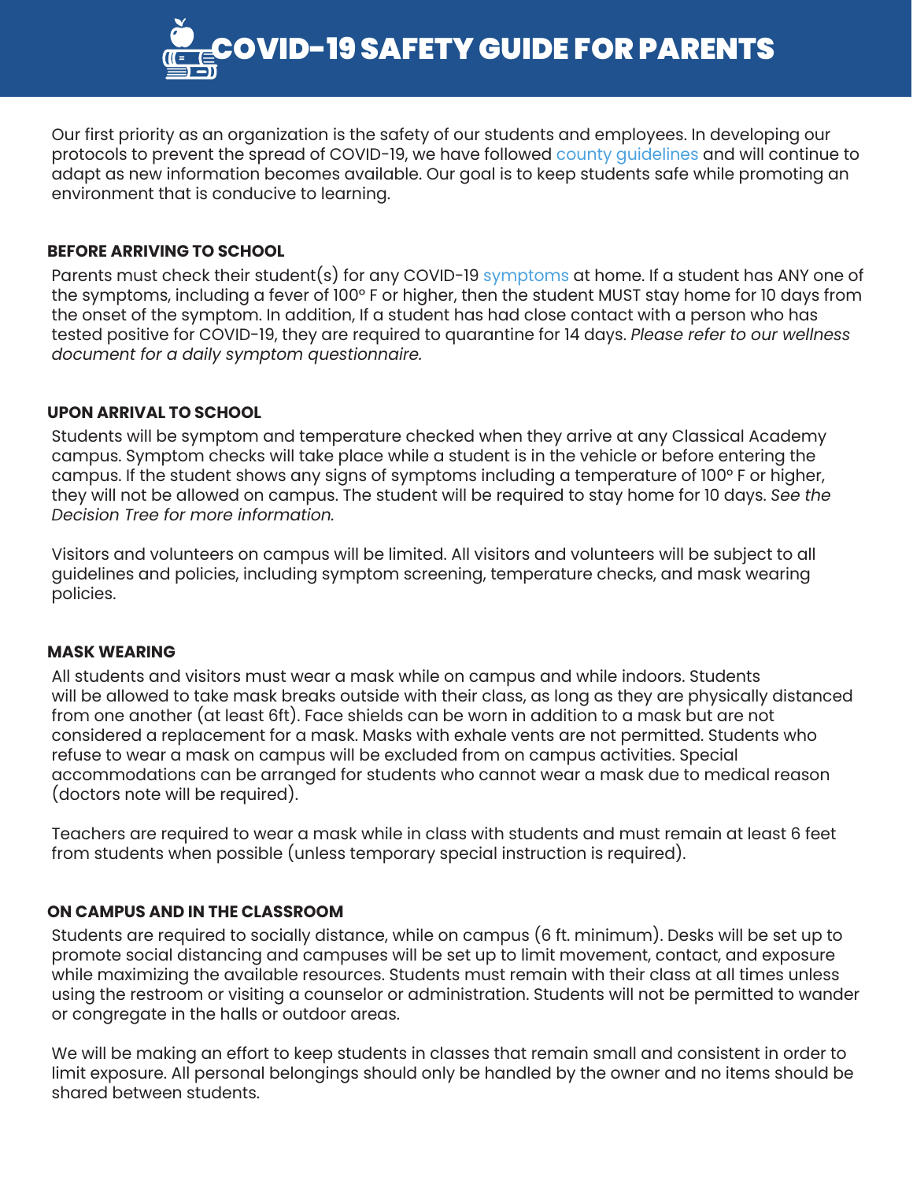# COVID-19 SAFETY GUIDE FOR PARENTS

Our first priority as an organization is the safety of our students and employees. In developing our protocols to prevent the spread of COVID-19, we have followed county guidelines and will continue to adapt as new information becomes available. Our goal is to keep students safe while promoting an environment that is conducive to learning.

## BEFORE ARRIVING TO SCHOOL

Parents must check their student(s) for any COVID-19 symptoms at home. If a student has ANY one of the symptoms, including a fever of 100° F or higher, then the student MUST stay home for 10 days from the onset of the symptom. In addition, If a student has had close contact with a person who has tested positive for COVID-19, they are required to quarantine for 14 days. *Please refer to our wellness document for a daily symptom questionnaire.*

## UPON ARRIVAL TO SCHOOL

Students will be symptom and temperature checked when they arrive at any Classical Academy campus. Symptom checks will take place while a student is in the vehicle or before entering the campus. If the student shows any signs of symptoms including a temperature of 100° F or higher, they will not be allowed on campus. The student will be required to stay home for 10 days. *See the Decision Tree for more information.*

Visitors and volunteers on campus will be limited. All visitors and volunteers will be subject to all guidelines and policies, including symptom screening, temperature checks, and mask wearing policies.

## MASK WEARING

All students and visitors must wear a mask while on campus and while indoors. Students will be allowed to take mask breaks outside with their class, as long as they are physically distanced from one another (at least 6ft). Face shields can be worn in addition to a mask but are not considered a replacement for a mask. Masks with exhale vents are not permitted. Students who refuse to wear a mask on campus will be excluded from campus activities. Special accommodations can be arranged for students who cannot wear a mask due to medical reason (doctors note will be required).

Teachers are required to wear a mask while in class with students and must remain at least 6 feet from students when possible (unless temporary special instruction is required).

## ON CAMPUS AND IN THE CLASSROOM

Students are required to socially distance, while on campus (6 ft. minimum). Desks will be set up to promote social distancing and campuses will be set up to limit movement, contact, and exposure while maximizing the available resources. Students must remain with their class at all times unless using the restroom or visiting a counselor or administration. Students will not be permitted to wander or congregate in the halls or outdoor areas.

We will be making an effort to keep students in classes that remain small and consistent in order to limit exposure. All personal belongings should only be handled by the owner and no items should be shared between students.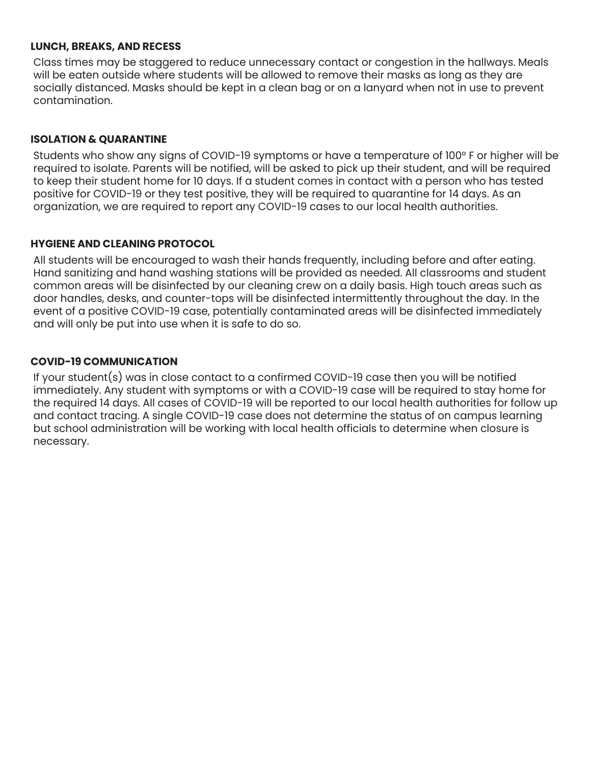**LUNCH, BREAKS, AND RECESS**

Class times may be staggered to reduce unnecessary contact or congestion in the hallways. Meals will be eaten outside where students will be allowed to remove their masks as long as they are socially distanced. Masks should be kept in a clean bag or on a lanyard when not in use to prevent contamination.

**ISOLATION & QUARANTINE**

Students who show any signs of COVID-19 symptoms or have a temperature of 100° F or higher will be required to isolate. Parents will be notified, will be asked to pick up their student, and will be required to keep their student home for 10 days. If a student comes in contact with a person who has tested positive for COVID-19 or they test positive, they will be required to quarantine for 14 days. As an organization, we are required to report any COVID-19 cases to our local health authorities.

**HYGIENE AND CLEANING PROTOCOL**

All students will be encouraged to wash their hands frequently, including before and after eating. Hand sanitizing and hand washing stations will be provided as needed. All classrooms and student common areas will be disinfected by our cleaning crew on a daily basis. High touch areas such as door handles, desks, and counter-tops will be disinfected intermittently throughout the day. In the event of a positive COVID-19 case, potentially contaminated areas will be disinfected immediately and will only be put into use when it is safe to do so.

**COVID-19 COMMUNICATION**

If your student(s) was in close contact to a confirmed COVID-19 case then you will be notified immediately. Any student with symptoms or with a COVID-19 case will be required to stay home for the required 14 days. All cases of COVID-19 will be reported to our local health authorities for follow up and contact tracing. A single COVID-19 case does not determine the status of on campus learning but school administration will be working with local health officials to determine when closure is necessary.